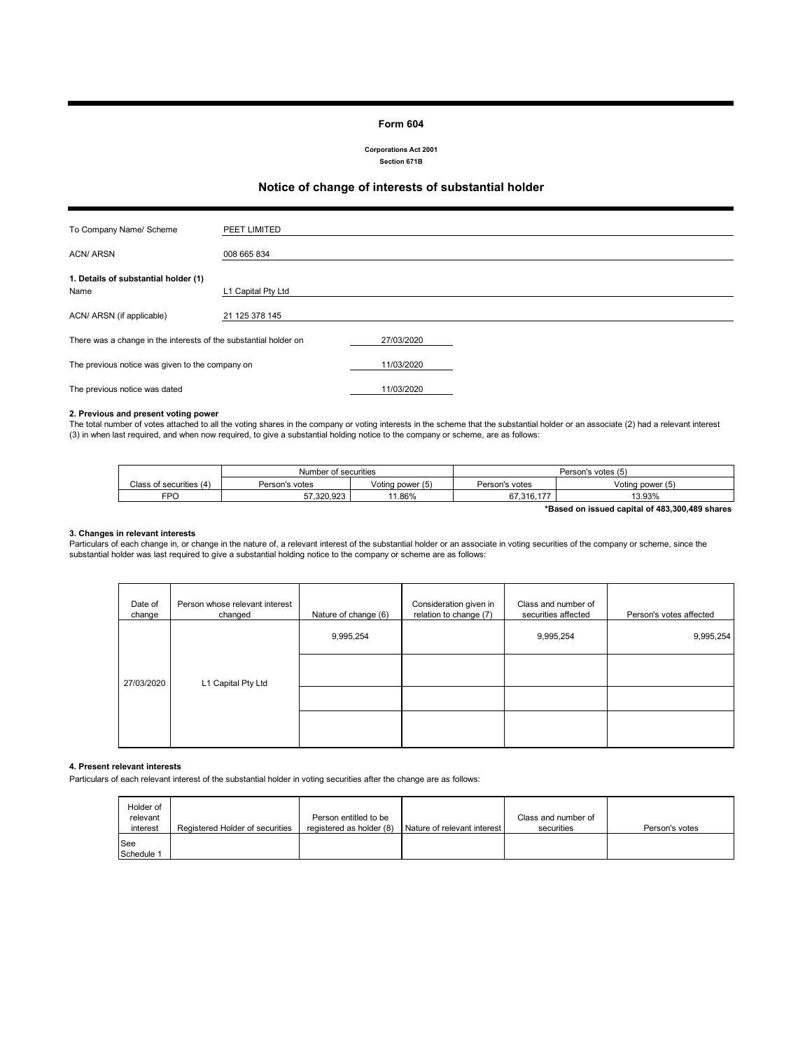# Form 604

**Corporations Act 2001**
**Section 671B**

## Notice of change of interests of substantial holder

| | |
|---|---|
| To Company Name/ Scheme | PEET LIMITED |
| ACN/ ARSN | 008 665 834 |

**1. Details of substantial holder (1)**

| | |
|---|---|
| Name | L1 Capital Pty Ltd |
| ACN/ ARSN (if applicable) | 21 125 378 145 |

| | |
|---|---|
| There was a change in the interests of the substantial holder on | 27/03/2020 |
| The previous notice was given to the company on | 11/03/2020 |
| The previous notice was dated | 11/03/2020 |

**2. Previous and present voting power**

The total number of votes attached to all the voting shares in the company or voting interests in the scheme that the substantial holder or an associate (2) had a relevant interest (3) in when last required, and when now required, to give a substantial holding notice to the company or scheme, are as follows:

| | Number of securities | | Person's votes (5) | |
|---|---|---|---|---|
| Class of securities (4) | Person's votes | Voting power (5) | Person's votes | Voting power (5) |
| FPO | 57,320,923 | 11.86% | 67,316,177 | 13.93% |

**\*Based on issued capital of 483,300,489 shares**

**3. Changes in relevant interests**

Particulars of each change in, or change in the nature of, a relevant interest of the substantial holder or an associate in voting securities of the company or scheme, since the substantial holder was last required to give a substantial holding notice to the company or scheme are as follows:

| Date of change | Person whose relevant interest changed | Nature of change (6) | Consideration given in relation to change (7) | Class and number of securities affected | Person's votes affected |
|---|---|---|---|---|---|
| 27/03/2020 | L1 Capital Pty Ltd | 9,995,254 | | 9,995,254 | 9,995,254 |
| | | | | | |
| | | | | | |
| | | | | | |

**4. Present relevant interests**

Particulars of each relevant interest of the substantial holder in voting securities after the change are as follows:

| Holder of relevant interest | Registered Holder of securities | Person entitled to be registered as holder (8) | Nature of relevant interest | Class and number of securities | Person's votes |
|---|---|---|---|---|---|
| See Schedule 1 | | | | | |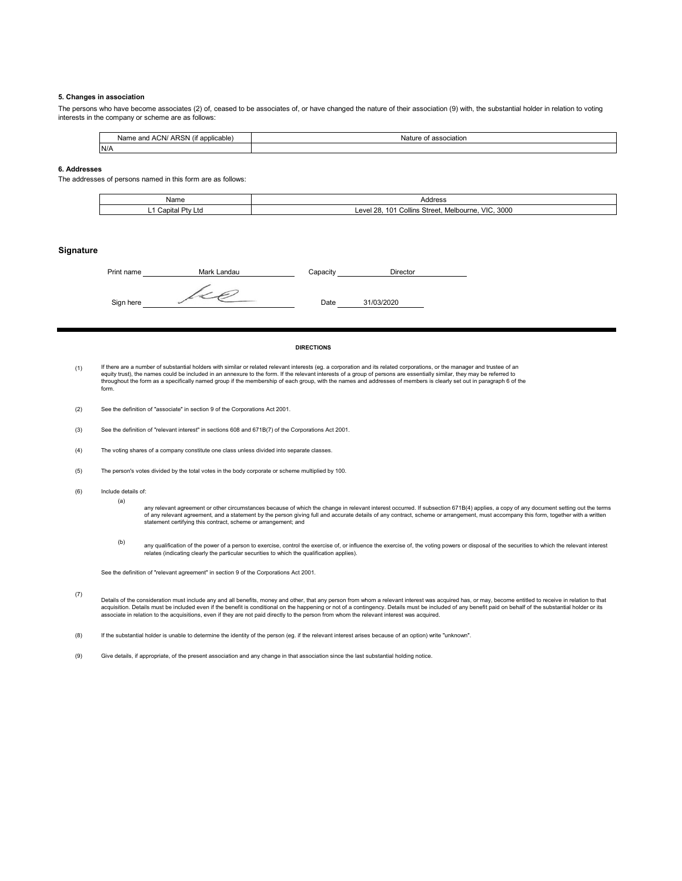#### 5. Changes in association

The persons who have become associates (2) of, ceased to be associates of, or have changed the nature of their association (9) with, the substantial holder in relation to voting interests in the company or scheme are as follows:

| Name and ACN/ ARSN (if applicable) | Nature of association |
|---|---|
| N/A | |

#### 6. Addresses

The addresses of persons named in this form are as follows:

| Name | Address |
|---|---|
| L1 Capital Pty Ltd | Level 28, 101 Collins Street, Melbourne, VIC, 3000 |

## Signature

Print name Mark Landau Capacity Director

Sign here Date 31/03/2020

**DIRECTIONS**

(1) If there are a number of substantial holders with similar or related relevant interests (eg. a corporation and its related corporations, or the manager and trustee of an equity trust), the names could be included in an annexure to the form. If the relevant interests of a group of persons are essentially similar, they may be referred to throughout the form as a specifically named group if the membership of each group, with the names and addresses of members is clearly set out in paragraph 6 of the form.

(2) See the definition of "associate" in section 9 of the Corporations Act 2001.

(3) See the definition of "relevant interest" in sections 608 and 671B(7) of the Corporations Act 2001.

(4) The voting shares of a company constitute one class unless divided into separate classes.

(5) The person's votes divided by the total votes in the body corporate or scheme multiplied by 100.

(6) Include details of:

(a) any relevant agreement or other circumstances because of which the change in relevant interest occurred. If subsection 671B(4) applies, a copy of any document setting out the terms of any relevant agreement, and a statement by the person giving full and accurate details of any contract, scheme or arrangement, must accompany this form, together with a written statement certifying this contract, scheme or arrangement; and

(b) any qualification of the power of a person to exercise, control the exercise of, or influence the exercise of, the voting powers or disposal of the securities to which the relevant interest relates (indicating clearly the particular securities to which the qualification applies).

See the definition of "relevant agreement" in section 9 of the Corporations Act 2001.

(7) Details of the consideration must include any and all benefits, money and other, that any person from whom a relevant interest was acquired has, or may, become entitled to receive in relation to that acquisition. Details must be included even if the benefit is conditional on the happening or not of a contingency. Details must be included of any benefit paid on behalf of the substantial holder or its associate in relation to the acquisitions, even if they are not paid directly to the person from whom the relevant interest was acquired.

(8) If the substantial holder is unable to determine the identity of the person (eg. if the relevant interest arises because of an option) write "unknown".

(9) Give details, if appropriate, of the present association and any change in that association since the last substantial holding notice.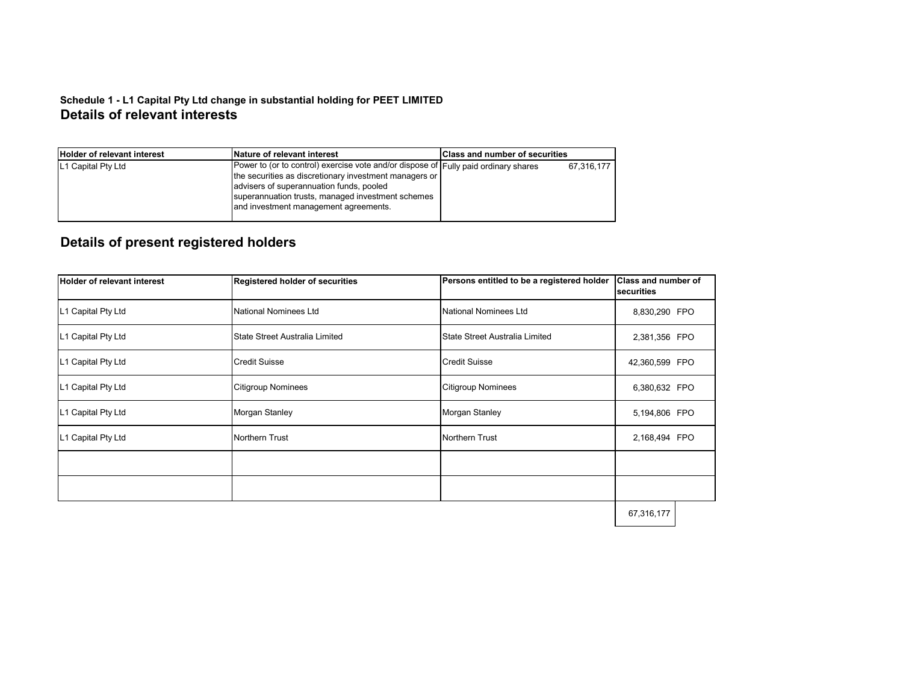**Schedule 1 - L1 Capital Pty Ltd change in substantial holding for PEET LIMITED**

## Details of relevant interests

| Holder of relevant interest | Nature of relevant interest | Class and number of securities | |
|---|---|---|---|
| L1 Capital Pty Ltd | Power to (or to control) exercise vote and/or dispose of the securities as discretionary investment managers or advisers of superannuation funds, pooled superannuation trusts, managed investment schemes and investment management agreements. | Fully paid ordinary shares | 67,316,177 |

## Details of present registered holders

| Holder of relevant interest | Registered holder of securities | Persons entitled to be a registered holder | Class and number of securities |
|---|---|---|---|
| L1 Capital Pty Ltd | National Nominees Ltd | National Nominees Ltd | 8,830,290 FPO |
| L1 Capital Pty Ltd | State Street Australia Limited | State Street Australia Limited | 2,381,356 FPO |
| L1 Capital Pty Ltd | Credit Suisse | Credit Suisse | 42,360,599 FPO |
| L1 Capital Pty Ltd | Citigroup Nominees | Citigroup Nominees | 6,380,632 FPO |
| L1 Capital Pty Ltd | Morgan Stanley | Morgan Stanley | 5,194,806 FPO |
| L1 Capital Pty Ltd | Northern Trust | Northern Trust | 2,168,494 FPO |
| | | | |
| | | | |
| | | | 67,316,177 |